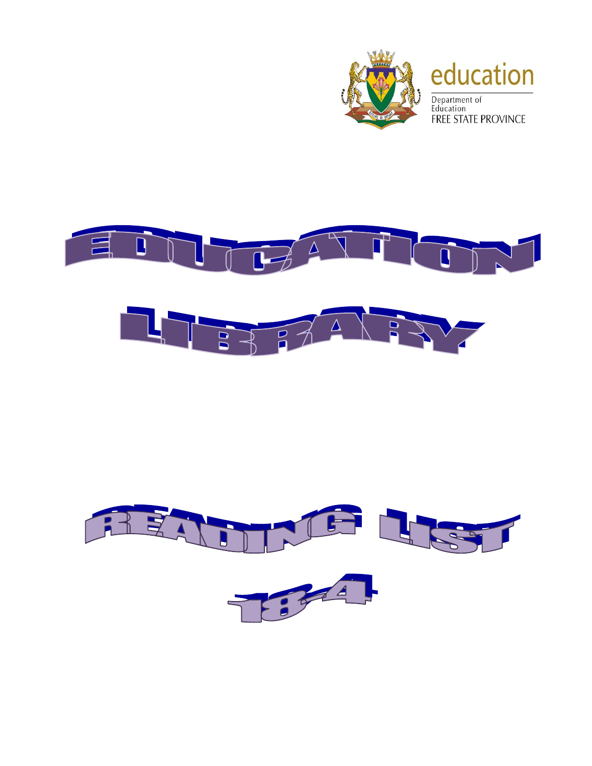education

Department of Education
FREE STATE PROVINCE

# EDUCATION LIBRARY

# READING LIST 184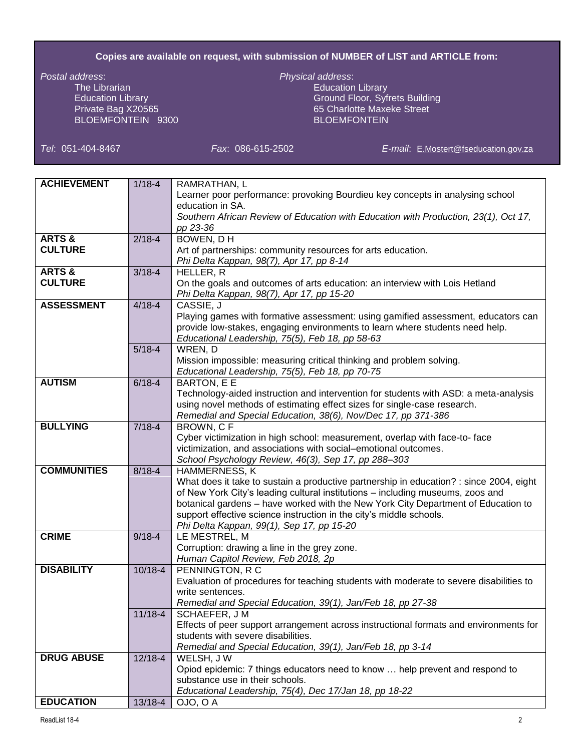**Copies are available on request, with submission of NUMBER of LIST and ARTICLE from:**

*Postal address*:
The Librarian
Education Library
Private Bag X20565
BLOEMFONTEIN 9300

*Physical address*:
Education Library
Ground Floor, Syfrets Building
65 Charlotte Maxeke Street
BLOEMFONTEIN

*Tel*: 051-404-8467 *Fax*: 086-615-2502 *E-mail*: E.Mostert@fseducation.gov.za

| | | |
|---|---|---|
| **ACHIEVEMENT** | 1/18-4 | RAMRATHAN, L<br>Learner poor performance: provoking Bourdieu key concepts in analysing school education in SA.<br>*Southern African Review of Education with Education with Production, 23(1), Oct 17, pp 23-36* |
| **ARTS & CULTURE** | 2/18-4 | BOWEN, D H<br>Art of partnerships: community resources for arts education.<br>*Phi Delta Kappan, 98(7), Apr 17, pp 8-14* |
| **ARTS & CULTURE** | 3/18-4 | HELLER, R<br>On the goals and outcomes of arts education: an interview with Lois Hetland<br>*Phi Delta Kappan, 98(7), Apr 17, pp 15-20* |
| **ASSESSMENT** | 4/18-4 | CASSIE, J<br>Playing games with formative assessment: using gamified assessment, educators can provide low-stakes, engaging environments to learn where students need help.<br>*Educational Leadership, 75(5), Feb 18, pp 58-63* |
| | 5/18-4 | WREN, D<br>Mission impossible: measuring critical thinking and problem solving.<br>*Educational Leadership, 75(5), Feb 18, pp 70-75* |
| **AUTISM** | 6/18-4 | BARTON, E E<br>Technology-aided instruction and intervention for students with ASD: a meta-analysis using novel methods of estimating effect sizes for single-case research.<br>*Remedial and Special Education, 38(6), Nov/Dec 17, pp 371-386* |
| **BULLYING** | 7/18-4 | BROWN, C F<br>Cyber victimization in high school: measurement, overlap with face-to- face victimization, and associations with social–emotional outcomes.<br>*School Psychology Review, 46(3), Sep 17, pp 288–303* |
| **COMMUNITIES** | 8/18-4 | HAMMERNESS, K<br>What does it take to sustain a productive partnership in education? : since 2004, eight of New York City's leading cultural institutions – including museums, zoos and botanical gardens – have worked with the New York City Department of Education to support effective science instruction in the city's middle schools.<br>*Phi Delta Kappan, 99(1), Sep 17, pp 15-20* |
| **CRIME** | 9/18-4 | LE MESTREL, M<br>Corruption: drawing a line in the grey zone.<br>*Human Capitol Review, Feb 2018, 2p* |
| **DISABILITY** | 10/18-4 | PENNINGTON, R C<br>Evaluation of procedures for teaching students with moderate to severe disabilities to write sentences.<br>*Remedial and Special Education, 39(1), Jan/Feb 18, pp 27-38* |
| | 11/18-4 | SCHAEFER, J M<br>Effects of peer support arrangement across instructional formats and environments for students with severe disabilities.<br>*Remedial and Special Education, 39(1), Jan/Feb 18, pp 3-14* |
| **DRUG ABUSE** | 12/18-4 | WELSH, J W<br>Opiod epidemic: 7 things educators need to know … help prevent and respond to substance use in their schools.<br>*Educational Leadership, 75(4), Dec 17/Jan 18, pp 18-22* |
| **EDUCATION** | 13/18-4 | OJO, O A |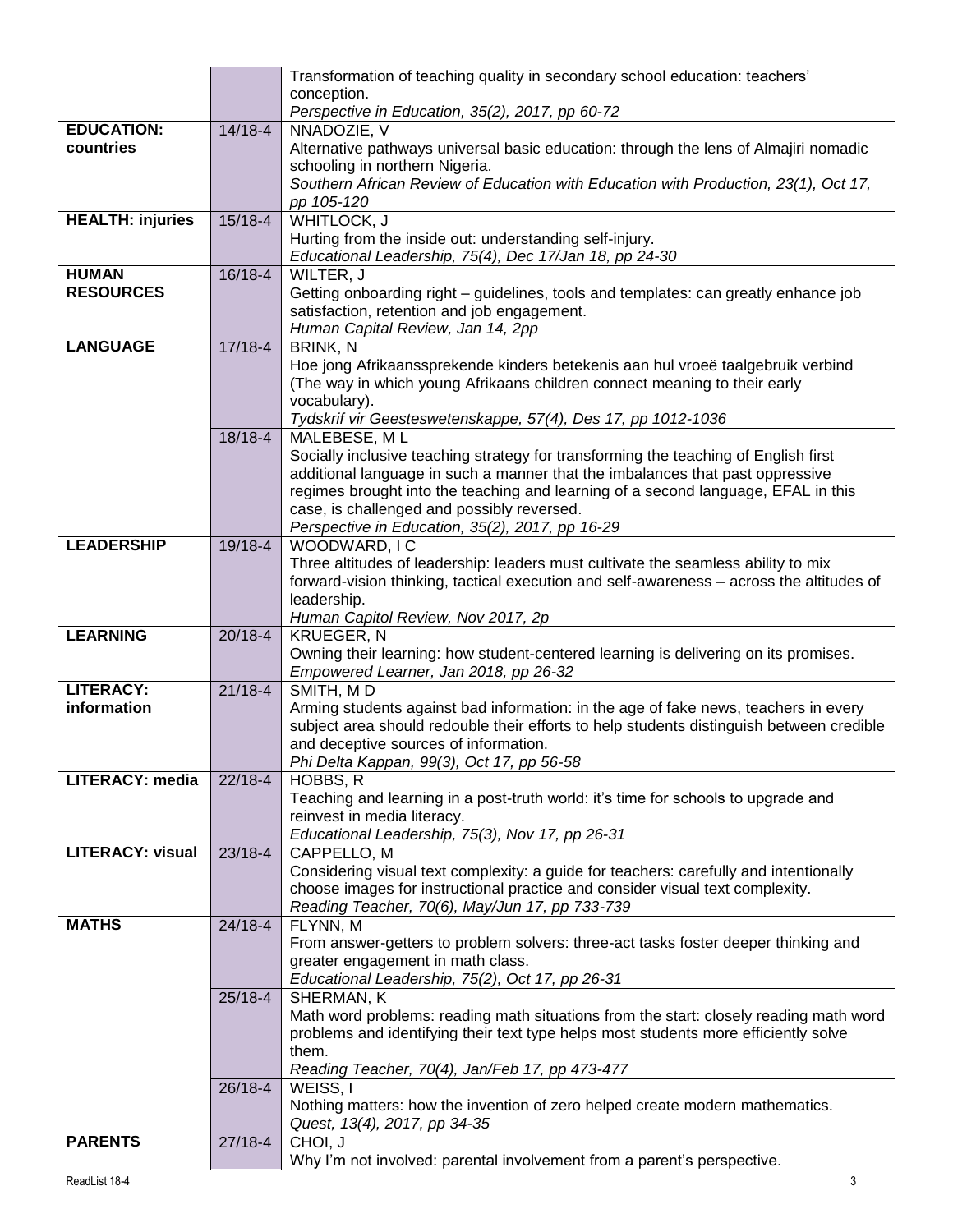| | | |
|---|---|---|
| | | Transformation of teaching quality in secondary school education: teachers' conception.<br>*Perspective in Education, 35(2), 2017, pp 60-72* |
| **EDUCATION: countries** | 14/18-4 | NNADOZIE, V<br>Alternative pathways universal basic education: through the lens of Almajiri nomadic schooling in northern Nigeria.<br>*Southern African Review of Education with Education with Production, 23(1), Oct 17, pp 105-120* |
| **HEALTH: injuries** | 15/18-4 | WHITLOCK, J<br>Hurting from the inside out: understanding self-injury.<br>*Educational Leadership, 75(4), Dec 17/Jan 18, pp 24-30* |
| **HUMAN RESOURCES** | 16/18-4 | WILTER, J<br>Getting onboarding right – guidelines, tools and templates: can greatly enhance job satisfaction, retention and job engagement.<br>*Human Capital Review, Jan 14, 2pp* |
| **LANGUAGE** | 17/18-4 | BRINK, N<br>Hoe jong Afrikaanssprekende kinders betekenis aan hul vroeë taalgebruik verbind (The way in which young Afrikaans children connect meaning to their early vocabulary).<br>*Tydskrif vir Geesteswetenskappe, 57(4), Des 17, pp 1012-1036* |
| | 18/18-4 | MALEBESE, M L<br>Socially inclusive teaching strategy for transforming the teaching of English first additional language in such a manner that the imbalances that past oppressive regimes brought into the teaching and learning of a second language, EFAL in this case, is challenged and possibly reversed.<br>*Perspective in Education, 35(2), 2017, pp 16-29* |
| **LEADERSHIP** | 19/18-4 | WOODWARD, I C<br>Three altitudes of leadership: leaders must cultivate the seamless ability to mix forward-vision thinking, tactical execution and self-awareness – across the altitudes of leadership.<br>*Human Capitol Review, Nov 2017, 2p* |
| **LEARNING** | 20/18-4 | KRUEGER, N<br>Owning their learning: how student-centered learning is delivering on its promises.<br>*Empowered Learner, Jan 2018, pp 26-32* |
| **LITERACY: information** | 21/18-4 | SMITH, M D<br>Arming students against bad information: in the age of fake news, teachers in every subject area should redouble their efforts to help students distinguish between credible and deceptive sources of information.<br>*Phi Delta Kappan, 99(3), Oct 17, pp 56-58* |
| **LITERACY: media** | 22/18-4 | HOBBS, R<br>Teaching and learning in a post-truth world: it's time for schools to upgrade and reinvest in media literacy.<br>*Educational Leadership, 75(3), Nov 17, pp 26-31* |
| **LITERACY: visual** | 23/18-4 | CAPPELLO, M<br>Considering visual text complexity: a guide for teachers: carefully and intentionally choose images for instructional practice and consider visual text complexity.<br>*Reading Teacher, 70(6), May/Jun 17, pp 733-739* |
| **MATHS** | 24/18-4 | FLYNN, M<br>From answer-getters to problem solvers: three-act tasks foster deeper thinking and greater engagement in math class.<br>*Educational Leadership, 75(2), Oct 17, pp 26-31* |
| | 25/18-4 | SHERMAN, K<br>Math word problems: reading math situations from the start: closely reading math word problems and identifying their text type helps most students more efficiently solve them.<br>*Reading Teacher, 70(4), Jan/Feb 17, pp 473-477* |
| | 26/18-4 | WEISS, I<br>Nothing matters: how the invention of zero helped create modern mathematics.<br>*Quest, 13(4), 2017, pp 34-35* |
| **PARENTS** | 27/18-4 | CHOI, J<br>Why I'm not involved: parental involvement from a parent's perspective. |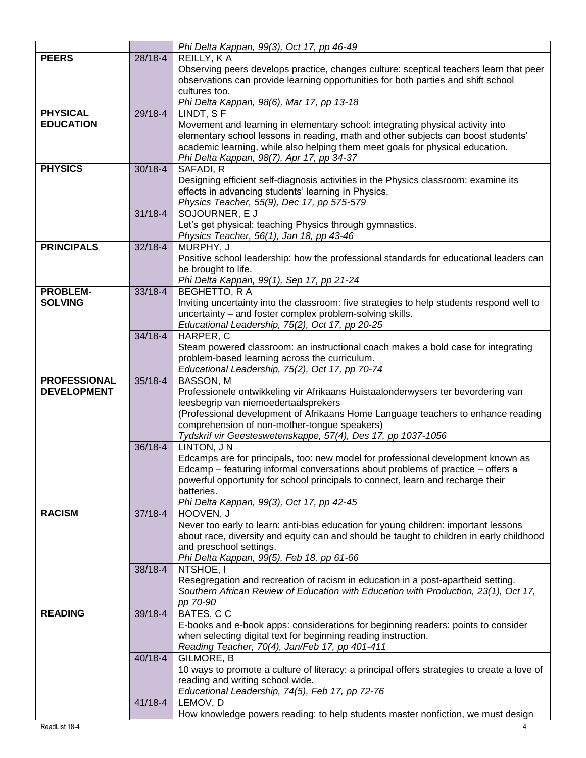| | | |
|---|---|---|
| | | *Phi Delta Kappan, 99(3), Oct 17, pp 46-49* |
| **PEERS** | 28/18-4 | REILLY, K A<br>Observing peers develops practice, changes culture: sceptical teachers learn that peer observations can provide learning opportunities for both parties and shift school cultures too.<br>*Phi Delta Kappan, 98(6), Mar 17, pp 13-18* |
| **PHYSICAL EDUCATION** | 29/18-4 | LINDT, S F<br>Movement and learning in elementary school: integrating physical activity into elementary school lessons in reading, math and other subjects can boost students' academic learning, while also helping them meet goals for physical education.<br>*Phi Delta Kappan, 98(7), Apr 17, pp 34-37* |
| **PHYSICS** | 30/18-4 | SAFADI, R<br>Designing efficient self-diagnosis activities in the Physics classroom: examine its effects in advancing students' learning in Physics.<br>*Physics Teacher, 55(9), Dec 17, pp 575-579* |
| | 31/18-4 | SOJOURNER, E J<br>Let's get physical: teaching Physics through gymnastics.<br>*Physics Teacher, 56(1), Jan 18, pp 43-46* |
| **PRINCIPALS** | 32/18-4 | MURPHY, J<br>Positive school leadership: how the professional standards for educational leaders can be brought to life.<br>*Phi Delta Kappan, 99(1), Sep 17, pp 21-24* |
| **PROBLEM-SOLVING** | 33/18-4 | BEGHETTO, R A<br>Inviting uncertainty into the classroom: five strategies to help students respond well to uncertainty – and foster complex problem-solving skills.<br>*Educational Leadership, 75(2), Oct 17, pp 20-25* |
| | 34/18-4 | HARPER, C<br>Steam powered classroom: an instructional coach makes a bold case for integrating problem-based learning across the curriculum.<br>*Educational Leadership, 75(2), Oct 17, pp 70-74* |
| **PROFESSIONAL DEVELOPMENT** | 35/18-4 | BASSON, M<br>Professionele ontwikkeling vir Afrikaans Huistaalonderwysers ter bevordering van leesbegrip van niemoedertaalsprekers<br>(Professional development of Afrikaans Home Language teachers to enhance reading comprehension of non-mother-tongue speakers)<br>*Tydskrif vir Geesteswetenskappe, 57(4), Des 17, pp 1037-1056* |
| | 36/18-4 | LINTON, J N<br>Edcamps are for principals, too: new model for professional development known as Edcamp – featuring informal conversations about problems of practice – offers a powerful opportunity for school principals to connect, learn and recharge their batteries.<br>*Phi Delta Kappan, 99(3), Oct 17, pp 42-45* |
| **RACISM** | 37/18-4 | HOOVEN, J<br>Never too early to learn: anti-bias education for young children: important lessons about race, diversity and equity can and should be taught to children in early childhood and preschool settings.<br>*Phi Delta Kappan, 99(5), Feb 18, pp 61-66* |
| | 38/18-4 | NTSHOE, I<br>Resegregation and recreation of racism in education in a post-apartheid setting.<br>*Southern African Review of Education with Education with Production, 23(1), Oct 17, pp 70-90* |
| **READING** | 39/18-4 | BATES, C C<br>E-books and e-book apps: considerations for beginning readers: points to consider when selecting digital text for beginning reading instruction.<br>*Reading Teacher, 70(4), Jan/Feb 17, pp 401-411* |
| | 40/18-4 | GILMORE, B<br>10 ways to promote a culture of literacy: a principal offers strategies to create a love of reading and writing school wide.<br>*Educational Leadership, 74(5), Feb 17, pp 72-76* |
| | 41/18-4 | LEMOV, D<br>How knowledge powers reading: to help students master nonfiction, we must design |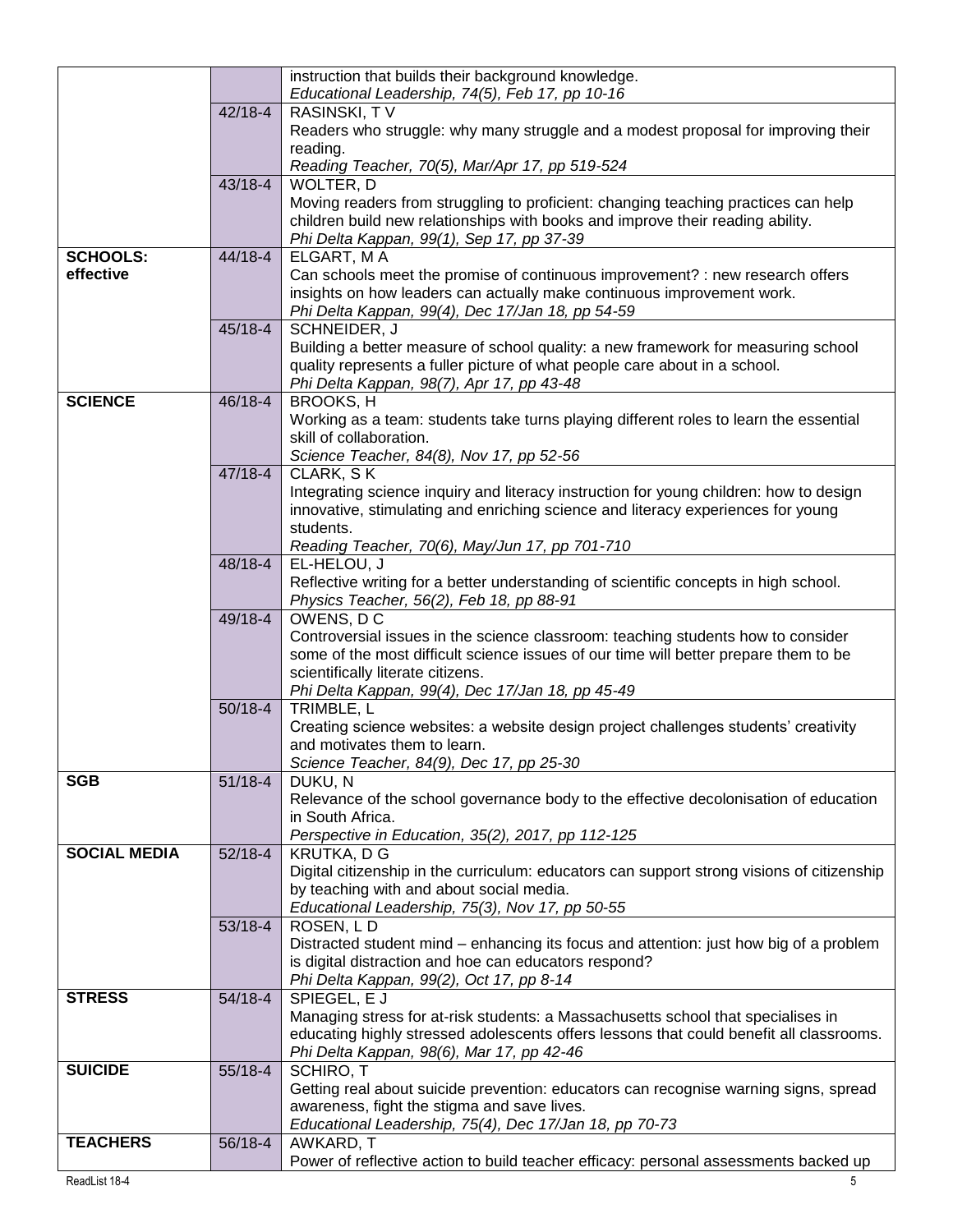| | | |
|---|---|---|
| | | instruction that builds their background knowledge.<br>*Educational Leadership, 74(5), Feb 17, pp 10-16* |
| | 42/18-4 | RASINSKI, T V<br>Readers who struggle: why many struggle and a modest proposal for improving their reading.<br>*Reading Teacher, 70(5), Mar/Apr 17, pp 519-524* |
| | 43/18-4 | WOLTER, D<br>Moving readers from struggling to proficient: changing teaching practices can help children build new relationships with books and improve their reading ability.<br>*Phi Delta Kappan, 99(1), Sep 17, pp 37-39* |
| **SCHOOLS: effective** | 44/18-4 | ELGART, M A<br>Can schools meet the promise of continuous improvement? : new research offers insights on how leaders can actually make continuous improvement work.<br>*Phi Delta Kappan, 99(4), Dec 17/Jan 18, pp 54-59* |
| | 45/18-4 | SCHNEIDER, J<br>Building a better measure of school quality: a new framework for measuring school quality represents a fuller picture of what people care about in a school.<br>*Phi Delta Kappan, 98(7), Apr 17, pp 43-48* |
| **SCIENCE** | 46/18-4 | BROOKS, H<br>Working as a team: students take turns playing different roles to learn the essential skill of collaboration.<br>*Science Teacher, 84(8), Nov 17, pp 52-56* |
| | 47/18-4 | CLARK, S K<br>Integrating science inquiry and literacy instruction for young children: how to design innovative, stimulating and enriching science and literacy experiences for young students.<br>*Reading Teacher, 70(6), May/Jun 17, pp 701-710* |
| | 48/18-4 | EL-HELOU, J<br>Reflective writing for a better understanding of scientific concepts in high school.<br>*Physics Teacher, 56(2), Feb 18, pp 88-91* |
| | 49/18-4 | OWENS, D C<br>Controversial issues in the science classroom: teaching students how to consider some of the most difficult science issues of our time will better prepare them to be scientifically literate citizens.<br>*Phi Delta Kappan, 99(4), Dec 17/Jan 18, pp 45-49* |
| | 50/18-4 | TRIMBLE, L<br>Creating science websites: a website design project challenges students' creativity and motivates them to learn.<br>*Science Teacher, 84(9), Dec 17, pp 25-30* |
| **SGB** | 51/18-4 | DUKU, N<br>Relevance of the school governance body to the effective decolonisation of education in South Africa.<br>*Perspective in Education, 35(2), 2017, pp 112-125* |
| **SOCIAL MEDIA** | 52/18-4 | KRUTKA, D G<br>Digital citizenship in the curriculum: educators can support strong visions of citizenship by teaching with and about social media.<br>*Educational Leadership, 75(3), Nov 17, pp 50-55* |
| | 53/18-4 | ROSEN, L D<br>Distracted student mind – enhancing its focus and attention: just how big of a problem is digital distraction and hoe can educators respond?<br>*Phi Delta Kappan, 99(2), Oct 17, pp 8-14* |
| **STRESS** | 54/18-4 | SPIEGEL, E J<br>Managing stress for at-risk students: a Massachusetts school that specialises in educating highly stressed adolescents offers lessons that could benefit all classrooms.<br>*Phi Delta Kappan, 98(6), Mar 17, pp 42-46* |
| **SUICIDE** | 55/18-4 | SCHIRO, T<br>Getting real about suicide prevention: educators can recognise warning signs, spread awareness, fight the stigma and save lives.<br>*Educational Leadership, 75(4), Dec 17/Jan 18, pp 70-73* |
| **TEACHERS** | 56/18-4 | AWKARD, T<br>Power of reflective action to build teacher efficacy: personal assessments backed up |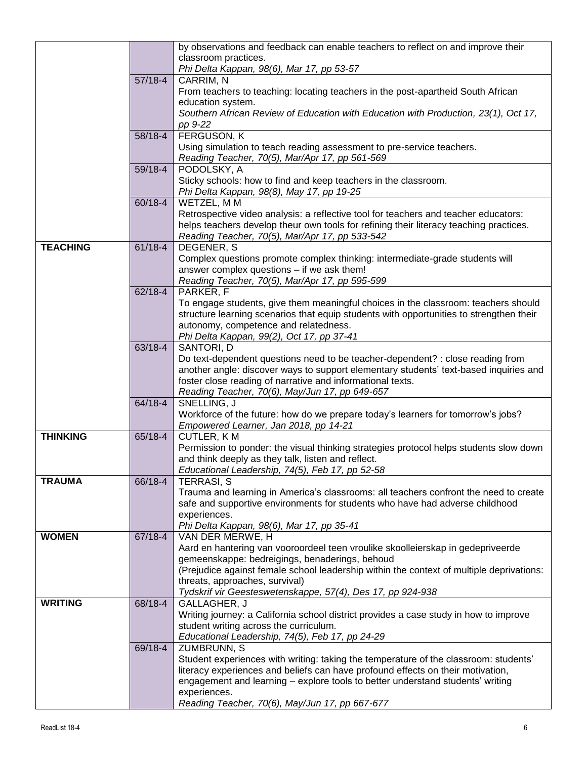| | | |
|---|---|---|
| | | by observations and feedback can enable teachers to reflect on and improve their classroom practices.<br>*Phi Delta Kappan, 98(6), Mar 17, pp 53-57* |
| | 57/18-4 | CARRIM, N<br>From teachers to teaching: locating teachers in the post-apartheid South African education system.<br>*Southern African Review of Education with Education with Production, 23(1), Oct 17, pp 9-22* |
| | 58/18-4 | FERGUSON, K<br>Using simulation to teach reading assessment to pre-service teachers.<br>*Reading Teacher, 70(5), Mar/Apr 17, pp 561-569* |
| | 59/18-4 | PODOLSKY, A<br>Sticky schools: how to find and keep teachers in the classroom.<br>*Phi Delta Kappan, 98(8), May 17, pp 19-25* |
| | 60/18-4 | WETZEL, M M<br>Retrospective video analysis: a reflective tool for teachers and teacher educators: helps teachers develop theur own tools for refining their literacy teaching practices.<br>*Reading Teacher, 70(5), Mar/Apr 17, pp 533-542* |
| **TEACHING** | 61/18-4 | DEGENER, S<br>Complex questions promote complex thinking: intermediate-grade students will answer complex questions – if we ask them!<br>*Reading Teacher, 70(5), Mar/Apr 17, pp 595-599* |
| | 62/18-4 | PARKER, F<br>To engage students, give them meaningful choices in the classroom: teachers should structure learning scenarios that equip students with opportunities to strengthen their autonomy, competence and relatedness.<br>*Phi Delta Kappan, 99(2), Oct 17, pp 37-41* |
| | 63/18-4 | SANTORI, D<br>Do text-dependent questions need to be teacher-dependent? : close reading from another angle: discover ways to support elementary students' text-based inquiries and foster close reading of narrative and informational texts.<br>*Reading Teacher, 70(6), May/Jun 17, pp 649-657* |
| | 64/18-4 | SNELLING, J<br>Workforce of the future: how do we prepare today's learners for tomorrow's jobs?<br>*Empowered Learner, Jan 2018, pp 14-21* |
| **THINKING** | 65/18-4 | CUTLER, K M<br>Permission to ponder: the visual thinking strategies protocol helps students slow down and think deeply as they talk, listen and reflect.<br>*Educational Leadership, 74(5), Feb 17, pp 52-58* |
| **TRAUMA** | 66/18-4 | TERRASI, S<br>Trauma and learning in America's classrooms: all teachers confront the need to create safe and supportive environments for students who have had adverse childhood experiences.<br>*Phi Delta Kappan, 98(6), Mar 17, pp 35-41* |
| **WOMEN** | 67/18-4 | VAN DER MERWE, H<br>Aard en hantering van vooroordeel teen vroulike skoolleierskap in gedepriveerde gemeenskappe: bedreigings, benaderings, behoud<br>(Prejudice against female school leadership within the context of multiple deprivations: threats, approaches, survival)<br>*Tydskrif vir Geesteswetenskappe, 57(4), Des 17, pp 924-938* |
| **WRITING** | 68/18-4 | GALLAGHER, J<br>Writing journey: a California school district provides a case study in how to improve student writing across the curriculum.<br>*Educational Leadership, 74(5), Feb 17, pp 24-29* |
| | 69/18-4 | ZUMBRUNN, S<br>Student experiences with writing: taking the temperature of the classroom: students' literacy experiences and beliefs can have profound effects on their motivation, engagement and learning – explore tools to better understand students' writing experiences.<br>*Reading Teacher, 70(6), May/Jun 17, pp 667-677* |